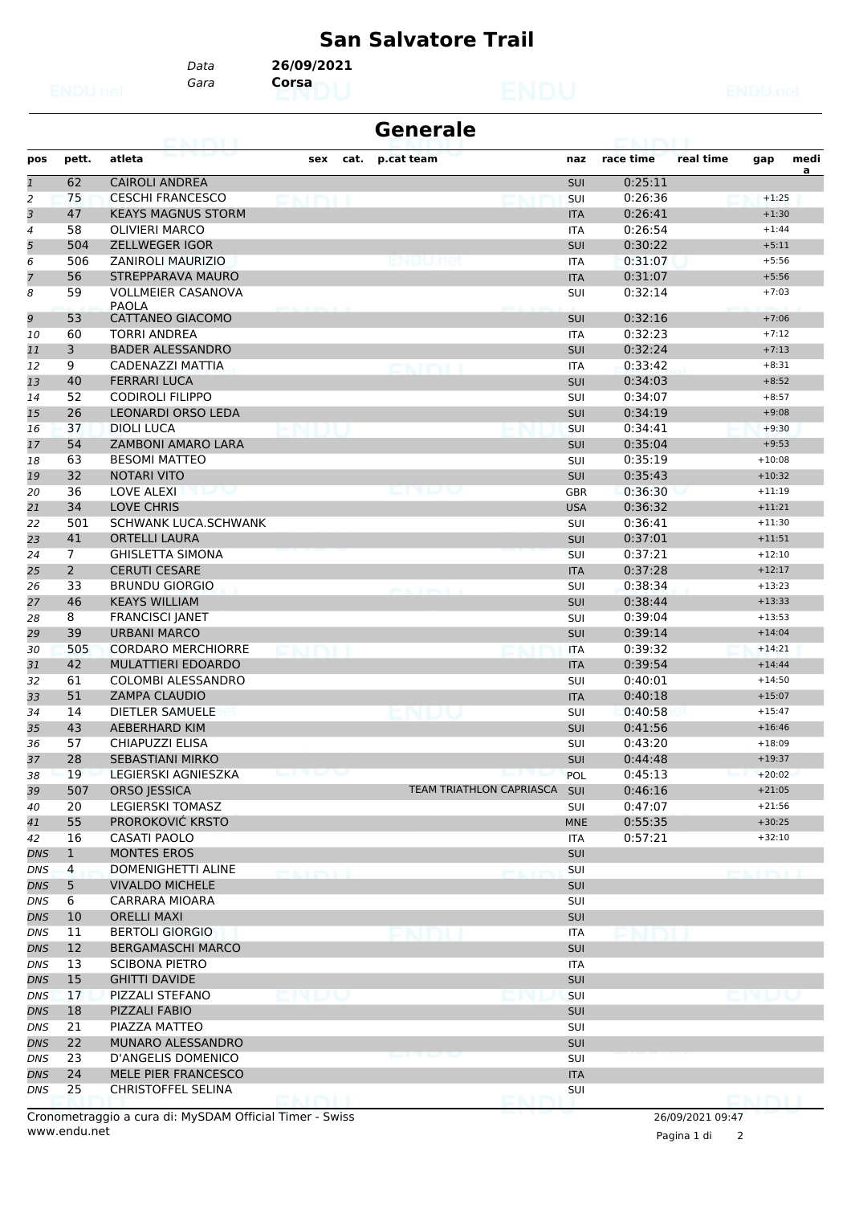# San Salvatore Trail

*Data* **26/09/2021**
*Gara* **Corsa**

## Generale

| pos | pett. | atleta | sex | cat. | p.cat team | naz | race time | real time | gap | media |
|---|---|---|---|---|---|---|---|---|---|---|
| 1 | 62 | CAIROLI ANDREA | | | | SUI | 0:25:11 | | | |
| 2 | 75 | CESCHI FRANCESCO | | | | SUI | 0:26:36 | | +1:25 | |
| 3 | 47 | KEAYS MAGNUS STORM | | | | ITA | 0:26:41 | | +1:30 | |
| 4 | 58 | OLIVIERI MARCO | | | | ITA | 0:26:54 | | +1:44 | |
| 5 | 504 | ZELLWEGER IGOR | | | | SUI | 0:30:22 | | +5:11 | |
| 6 | 506 | ZANIROLI MAURIZIO | | | | ITA | 0:31:07 | | +5:56 | |
| 7 | 56 | STREPPARAVA MAURO | | | | ITA | 0:31:07 | | +5:56 | |
| 8 | 59 | VOLLMEIER CASANOVA PAOLA | | | | SUI | 0:32:14 | | +7:03 | |
| 9 | 53 | CATTANEO GIACOMO | | | | SUI | 0:32:16 | | +7:06 | |
| 10 | 60 | TORRI ANDREA | | | | ITA | 0:32:23 | | +7:12 | |
| 11 | 3 | BADER ALESSANDRO | | | | SUI | 0:32:24 | | +7:13 | |
| 12 | 9 | CADENAZZI MATTIA | | | | ITA | 0:33:42 | | +8:31 | |
| 13 | 40 | FERRARI LUCA | | | | SUI | 0:34:03 | | +8:52 | |
| 14 | 52 | CODIROLI FILIPPO | | | | SUI | 0:34:07 | | +8:57 | |
| 15 | 26 | LEONARDI ORSO LEDA | | | | SUI | 0:34:19 | | +9:08 | |
| 16 | 37 | DIOLI LUCA | | | | SUI | 0:34:41 | | +9:30 | |
| 17 | 54 | ZAMBONI AMARO LARA | | | | SUI | 0:35:04 | | +9:53 | |
| 18 | 63 | BESOMI MATTEO | | | | SUI | 0:35:19 | | +10:08 | |
| 19 | 32 | NOTARI VITO | | | | SUI | 0:35:43 | | +10:32 | |
| 20 | 36 | LOVE ALEXI | | | | GBR | 0:36:30 | | +11:19 | |
| 21 | 34 | LOVE CHRIS | | | | USA | 0:36:32 | | +11:21 | |
| 22 | 501 | SCHWANK LUCA.SCHWANK | | | | SUI | 0:36:41 | | +11:30 | |
| 23 | 41 | ORTELLI LAURA | | | | SUI | 0:37:01 | | +11:51 | |
| 24 | 7 | GHISLETTA SIMONA | | | | SUI | 0:37:21 | | +12:10 | |
| 25 | 2 | CERUTI CESARE | | | | ITA | 0:37:28 | | +12:17 | |
| 26 | 33 | BRUNDU GIORGIO | | | | SUI | 0:38:34 | | +13:23 | |
| 27 | 46 | KEAYS WILLIAM | | | | SUI | 0:38:44 | | +13:33 | |
| 28 | 8 | FRANCISCI JANET | | | | SUI | 0:39:04 | | +13:53 | |
| 29 | 39 | URBANI MARCO | | | | SUI | 0:39:14 | | +14:04 | |
| 30 | 505 | CORDARO MERCHIORRE | | | | ITA | 0:39:32 | | +14:21 | |
| 31 | 42 | MULATTIERI EDOARDO | | | | ITA | 0:39:54 | | +14:44 | |
| 32 | 61 | COLOMBI ALESSANDRO | | | | SUI | 0:40:01 | | +14:50 | |
| 33 | 51 | ZAMPA CLAUDIO | | | | ITA | 0:40:18 | | +15:07 | |
| 34 | 14 | DIETLER SAMUELE | | | | SUI | 0:40:58 | | +15:47 | |
| 35 | 43 | AEBERHARD KIM | | | | SUI | 0:41:56 | | +16:46 | |
| 36 | 57 | CHIAPUZZI ELISA | | | | SUI | 0:43:20 | | +18:09 | |
| 37 | 28 | SEBASTIANI MIRKO | | | | SUI | 0:44:48 | | +19:37 | |
| 38 | 19 | LEGIERSKI AGNIESZKA | | | | POL | 0:45:13 | | +20:02 | |
| 39 | 507 | ORSO JESSICA | | | TEAM TRIATHLON CAPRIASCA | SUI | 0:46:16 | | +21:05 | |
| 40 | 20 | LEGIERSKI TOMASZ | | | | SUI | 0:47:07 | | +21:56 | |
| 41 | 55 | PROROKOVIĆ KRSTO | | | | MNE | 0:55:35 | | +30:25 | |
| 42 | 16 | CASATI PAOLO | | | | ITA | 0:57:21 | | +32:10 | |
| DNS | 1 | MONTES EROS | | | | SUI | | | | |
| DNS | 4 | DOMENIGHETTI ALINE | | | | SUI | | | | |
| DNS | 5 | VIVALDO MICHELE | | | | SUI | | | | |
| DNS | 6 | CARRARA MIOARA | | | | SUI | | | | |
| DNS | 10 | ORELLI MAXI | | | | SUI | | | | |
| DNS | 11 | BERTOLI GIORGIO | | | | ITA | | | | |
| DNS | 12 | BERGAMASCHI MARCO | | | | SUI | | | | |
| DNS | 13 | SCIBONA PIETRO | | | | ITA | | | | |
| DNS | 15 | GHITTI DAVIDE | | | | SUI | | | | |
| DNS | 17 | PIZZALI STEFANO | | | | SUI | | | | |
| DNS | 18 | PIZZALI FABIO | | | | SUI | | | | |
| DNS | 21 | PIAZZA MATTEO | | | | SUI | | | | |
| DNS | 22 | MUNARO ALESSANDRO | | | | SUI | | | | |
| DNS | 23 | D'ANGELIS DOMENICO | | | | SUI | | | | |
| DNS | 24 | MELE PIER FRANCESCO | | | | ITA | | | | |
| DNS | 25 | CHRISTOFFEL SELINA | | | | SUI | | | | |

Cronometraggio a cura di: MySDAM Official Timer - Swiss
www.endu.net
26/09/2021 09:47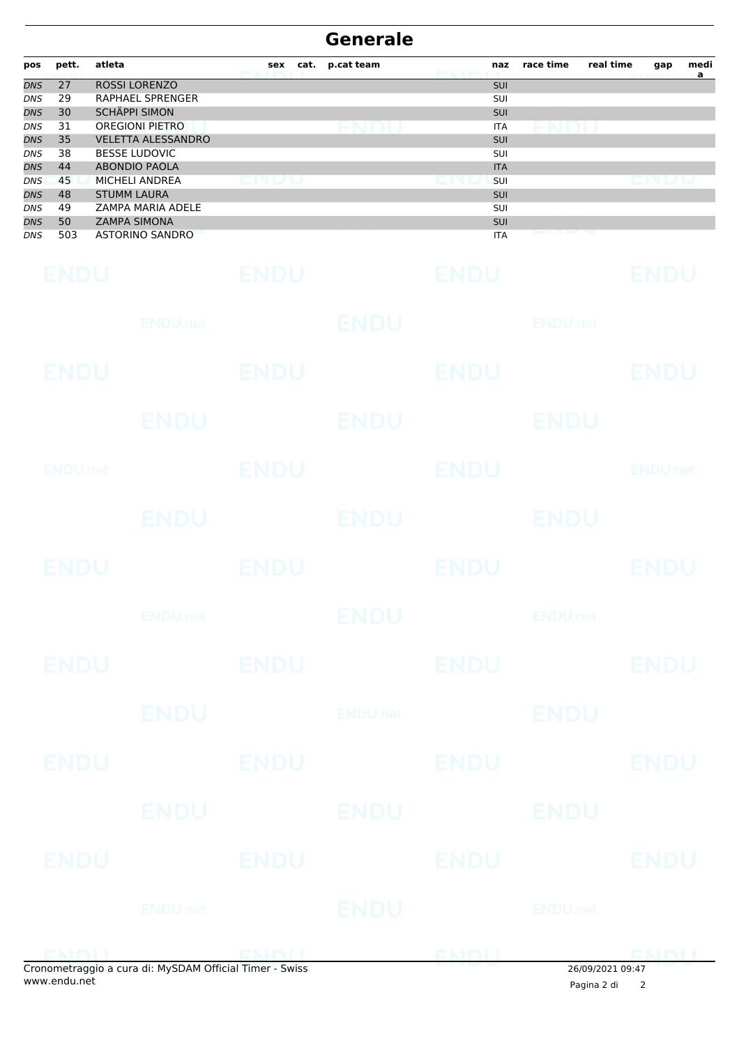# Generale

| pos | pett. | atleta | sex | cat. | p.cat team | naz | race time | real time | gap | media |
|---|---|---|---|---|---|---|---|---|---|---|
| DNS | 27 | ROSSI LORENZO | | | | SUI | | | | |
| DNS | 29 | RAPHAEL SPRENGER | | | | SUI | | | | |
| DNS | 30 | SCHÄPPI SIMON | | | | SUI | | | | |
| DNS | 31 | OREGIONI PIETRO | | | | ITA | | | | |
| DNS | 35 | VELETTA ALESSANDRO | | | | SUI | | | | |
| DNS | 38 | BESSE LUDOVIC | | | | SUI | | | | |
| DNS | 44 | ABONDIO PAOLA | | | | ITA | | | | |
| DNS | 45 | MICHELI ANDREA | | | | SUI | | | | |
| DNS | 48 | STUMM LAURA | | | | SUI | | | | |
| DNS | 49 | ZAMPA MARIA ADELE | | | | SUI | | | | |
| DNS | 50 | ZAMPA SIMONA | | | | SUI | | | | |
| DNS | 503 | ASTORINO SANDRO | | | | ITA | | | | |

Cronometraggio a cura di: MySDAM Official Timer - Swiss
www.endu.net

26/09/2021 09:47